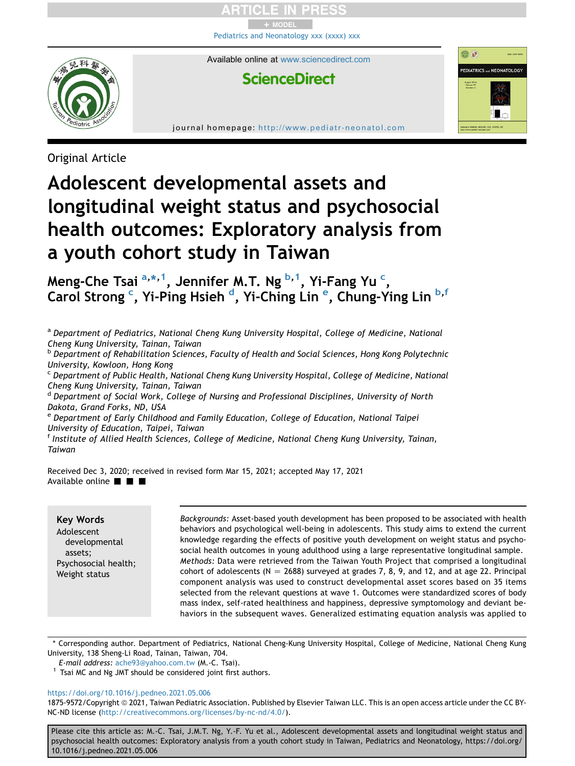Original Article

# Adolescent developmental assets and longitudinal weight status and psychosocial health outcomes: Exploratory analysis from a youth cohort study in Taiwan

**Meng-Che Tsai [a,*,1], Jennifer M.T. Ng [b,1], Yi-Fang Yu [c], Carol Strong [c], Yi-Ping Hsieh [d], Yi-Ching Lin [e], Chung-Ying Lin [b,f]**

[a] *Department of Pediatrics, National Cheng Kung University Hospital, College of Medicine, National Cheng Kung University, Tainan, Taiwan*
[b] *Department of Rehabilitation Sciences, Faculty of Health and Social Sciences, Hong Kong Polytechnic University, Kowloon, Hong Kong*
[c] *Department of Public Health, National Cheng Kung University Hospital, College of Medicine, National Cheng Kung University, Tainan, Taiwan*
[d] *Department of Social Work, College of Nursing and Professional Disciplines, University of North Dakota, Grand Forks, ND, USA*
[e] *Department of Early Childhood and Family Education, College of Education, National Taipei University of Education, Taipei, Taiwan*
[f] *Institute of Allied Health Sciences, College of Medicine, National Cheng Kung University, Tainan, Taiwan*

Received Dec 3, 2020; received in revised form Mar 15, 2021; accepted May 17, 2021
Available online ■ ■ ■

**Key Words**
Adolescent developmental assets;
Psychosocial health;
Weight status

*Backgrounds:* Asset-based youth development has been proposed to be associated with health behaviors and psychological well-being in adolescents. This study aims to extend the current knowledge regarding the effects of positive youth development on weight status and psychosocial health outcomes in young adulthood using a large representative longitudinal sample.
*Methods:* Data were retrieved from the Taiwan Youth Project that comprised a longitudinal cohort of adolescents (N = 2688) surveyed at grades 7, 8, 9, and 12, and at age 22. Principal component analysis was used to construct developmental asset scores based on 35 items selected from the relevant questions at wave 1. Outcomes were standardized scores of body mass index, self-rated healthiness and happiness, depressive symptomology and deviant behaviors in the subsequent waves. Generalized estimating equation analysis was applied to

\* Corresponding author. Department of Pediatrics, National Cheng-Kung University Hospital, College of Medicine, National Cheng Kung University, 138 Sheng-Li Road, Tainan, Taiwan, 704.
*E-mail address:* ache93@yahoo.com.tw (M.-C. Tsai).
[1] Tsai MC and Ng JMT should be considered joint first authors.

https://doi.org/10.1016/j.pedneo.2021.05.006
1875-9572/Copyright © 2021, Taiwan Pediatric Association. Published by Elsevier Taiwan LLC. This is an open access article under the CC BY-NC-ND license (http://creativecommons.org/licenses/by-nc-nd/4.0/).

Please cite this article as: M.-C. Tsai, J.M.T. Ng, Y.-F. Yu et al., Adolescent developmental assets and longitudinal weight status and psychosocial health outcomes: Exploratory analysis from a youth cohort study in Taiwan, Pediatrics and Neonatology, https://doi.org/10.1016/j.pedneo.2021.05.006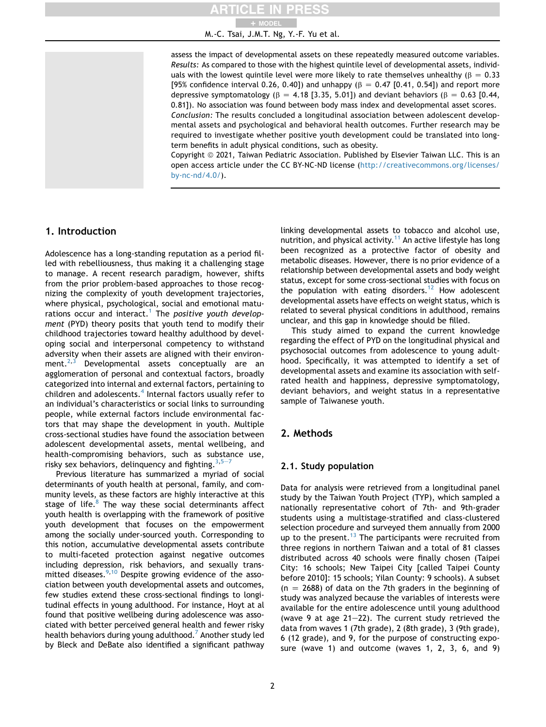assess the impact of developmental assets on these repeatedly measured outcome variables.

*Results:* As compared to those with the highest quintile level of developmental assets, individuals with the lowest quintile level were more likely to rate themselves unhealthy (β = 0.33 [95% confidence interval 0.26, 0.40]) and unhappy (β = 0.47 [0.41, 0.54]) and report more depressive symptomatology (β = 4.18 [3.35, 5.01]) and deviant behaviors (β = 0.63 [0.44, 0.81]). No association was found between body mass index and developmental asset scores.

*Conclusion:* The results concluded a longitudinal association between adolescent developmental assets and psychological and behavioral health outcomes. Further research may be required to investigate whether positive youth development could be translated into long-term benefits in adult physical conditions, such as obesity.

Copyright © 2021, Taiwan Pediatric Association. Published by Elsevier Taiwan LLC. This is an open access article under the CC BY-NC-ND license (http://creativecommons.org/licenses/by-nc-nd/4.0/).

## 1. Introduction

Adolescence has a long-standing reputation as a period filled with rebelliousness, thus making it a challenging stage to manage. A recent research paradigm, however, shifts from the prior problem-based approaches to those recognizing the complexity of youth development trajectories, where physical, psychological, social and emotional maturations occur and interact.[1] The *positive youth development* (PYD) theory posits that youth tend to modify their childhood trajectories toward healthy adulthood by developing social and interpersonal competency to withstand adversity when their assets are aligned with their environment.[2,3] Developmental assets conceptually are an agglomeration of personal and contextual factors, broadly categorized into internal and external factors, pertaining to children and adolescents.[4] Internal factors usually refer to an individual's characteristics or social links to surrounding people, while external factors include environmental factors that may shape the development in youth. Multiple cross-sectional studies have found the association between adolescent developmental assets, mental wellbeing, and health-compromising behaviors, such as substance use, risky sex behaviors, delinquency and fighting.[3,5–7]

Previous literature has summarized a myriad of social determinants of youth health at personal, family, and community levels, as these factors are highly interactive at this stage of life.[8] The way these social determinants affect youth health is overlapping with the framework of positive youth development that focuses on the empowerment among the socially under-sourced youth. Corresponding to this notion, accumulative developmental assets contribute to multi-faceted protection against negative outcomes including depression, risk behaviors, and sexually transmitted diseases.[9,10] Despite growing evidence of the association between youth developmental assets and outcomes, few studies extend these cross-sectional findings to longitudinal effects in young adulthood. For instance, Hoyt at al found that positive wellbeing during adolescence was associated with better perceived general health and fewer risky health behaviors during young adulthood.[7] Another study led by Bleck and DeBate also identified a significant pathway linking developmental assets to tobacco and alcohol use, nutrition, and physical activity.[11] An active lifestyle has long been recognized as a protective factor of obesity and metabolic diseases. However, there is no prior evidence of a relationship between developmental assets and body weight status, except for some cross-sectional studies with focus on the population with eating disorders.[12] How adolescent developmental assets have effects on weight status, which is related to several physical conditions in adulthood, remains unclear, and this gap in knowledge should be filled.

This study aimed to expand the current knowledge regarding the effect of PYD on the longitudinal physical and psychosocial outcomes from adolescence to young adulthood. Specifically, it was attempted to identify a set of developmental assets and examine its association with self-rated health and happiness, depressive symptomatology, deviant behaviors, and weight status in a representative sample of Taiwanese youth.

## 2. Methods

### 2.1. Study population

Data for analysis were retrieved from a longitudinal panel study by the Taiwan Youth Project (TYP), which sampled a nationally representative cohort of 7th- and 9th-grader students using a multistage-stratified and class-clustered selection procedure and surveyed them annually from 2000 up to the present.[13] The participants were recruited from three regions in northern Taiwan and a total of 81 classes distributed across 40 schools were finally chosen (Taipei City: 16 schools; New Taipei City [called Taipei County before 2010]: 15 schools; Yilan County: 9 schools). A subset (n = 2688) of data on the 7th graders in the beginning of study was analyzed because the variables of interests were available for the entire adolescence until young adulthood (wave 9 at age 21–22). The current study retrieved the data from waves 1 (7th grade), 2 (8th grade), 3 (9th grade), 6 (12 grade), and 9, for the purpose of constructing exposure (wave 1) and outcome (waves 1, 2, 3, 6, and 9)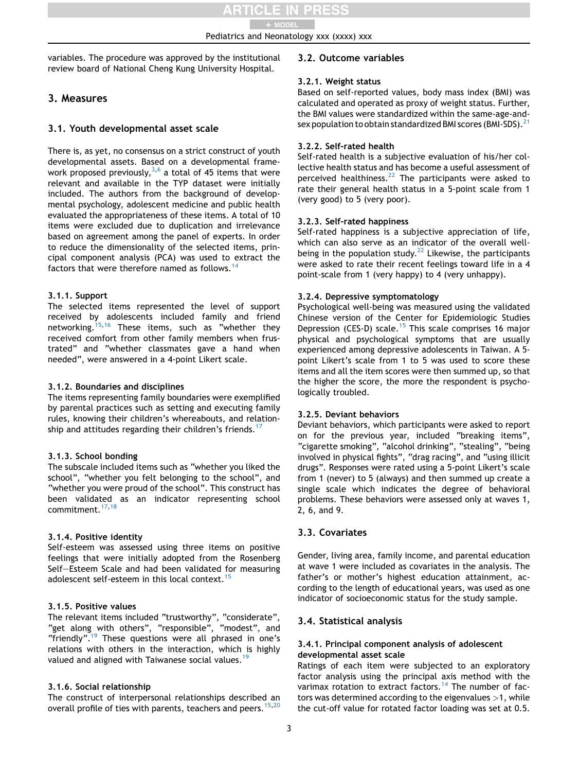variables. The procedure was approved by the institutional review board of National Cheng Kung University Hospital.

## 3. Measures

### 3.1. Youth developmental asset scale

There is, as yet, no consensus on a strict construct of youth developmental assets. Based on a developmental framework proposed previously,[3,6] a total of 45 items that were relevant and available in the TYP dataset were initially included. The authors from the background of developmental psychology, adolescent medicine and public health evaluated the appropriateness of these items. A total of 10 items were excluded due to duplication and irrelevance based on agreement among the panel of experts. In order to reduce the dimensionality of the selected items, principal component analysis (PCA) was used to extract the factors that were therefore named as follows.[14]

#### 3.1.1. Support

The selected items represented the level of support received by adolescents included family and friend networking.[15,16] These items, such as "whether they received comfort from other family members when frustrated" and "whether classmates gave a hand when needed", were answered in a 4-point Likert scale.

#### 3.1.2. Boundaries and disciplines

The items representing family boundaries were exemplified by parental practices such as setting and executing family rules, knowing their children's whereabouts, and relationship and attitudes regarding their children's friends.[17]

#### 3.1.3. School bonding

The subscale included items such as "whether you liked the school", "whether you felt belonging to the school", and "whether you were proud of the school". This construct has been validated as an indicator representing school commitment.[17,18]

#### 3.1.4. Positive identity

Self-esteem was assessed using three items on positive feelings that were initially adopted from the Rosenberg Self—Esteem Scale and had been validated for measuring adolescent self-esteem in this local context.[15]

#### 3.1.5. Positive values

The relevant items included "trustworthy", "considerate", "get along with others", "responsible", "modest", and "friendly".[19] These questions were all phrased in one's relations with others in the interaction, which is highly valued and aligned with Taiwanese social values.[19]

#### 3.1.6. Social relationship

The construct of interpersonal relationships described an overall profile of ties with parents, teachers and peers.[15,20]

### 3.2. Outcome variables

#### 3.2.1. Weight status

Based on self-reported values, body mass index (BMI) was calculated and operated as proxy of weight status. Further, the BMI values were standardized within the same-age-and-sex population to obtain standardized BMI scores (BMI-SDS).[21]

#### 3.2.2. Self-rated health

Self-rated health is a subjective evaluation of his/her collective health status and has become a useful assessment of perceived healthiness.[22] The participants were asked to rate their general health status in a 5-point scale from 1 (very good) to 5 (very poor).

#### 3.2.3. Self-rated happiness

Self-rated happiness is a subjective appreciation of life, which can also serve as an indicator of the overall well-being in the population study.[22] Likewise, the participants were asked to rate their recent feelings toward life in a 4 point-scale from 1 (very happy) to 4 (very unhappy).

#### 3.2.4. Depressive symptomatology

Psychological well-being was measured using the validated Chinese version of the Center for Epidemiologic Studies Depression (CES-D) scale.[15] This scale comprises 16 major physical and psychological symptoms that are usually experienced among depressive adolescents in Taiwan. A 5-point Likert's scale from 1 to 5 was used to score these items and all the item scores were then summed up, so that the higher the score, the more the respondent is psychologically troubled.

#### 3.2.5. Deviant behaviors

Deviant behaviors, which participants were asked to report on for the previous year, included "breaking items", "cigarette smoking", "alcohol drinking", "stealing", "being involved in physical fights", "drag racing", and "using illicit drugs". Responses were rated using a 5-point Likert's scale from 1 (never) to 5 (always) and then summed up create a single scale which indicates the degree of behavioral problems. These behaviors were assessed only at waves 1, 2, 6, and 9.

### 3.3. Covariates

Gender, living area, family income, and parental education at wave 1 were included as covariates in the analysis. The father's or mother's highest education attainment, according to the length of educational years, was used as one indicator of socioeconomic status for the study sample.

### 3.4. Statistical analysis

#### 3.4.1. Principal component analysis of adolescent developmental asset scale

Ratings of each item were subjected to an exploratory factor analysis using the principal axis method with the varimax rotation to extract factors.[14] The number of factors was determined according to the eigenvalues $>1$, while the cut-off value for rotated factor loading was set at 0.5.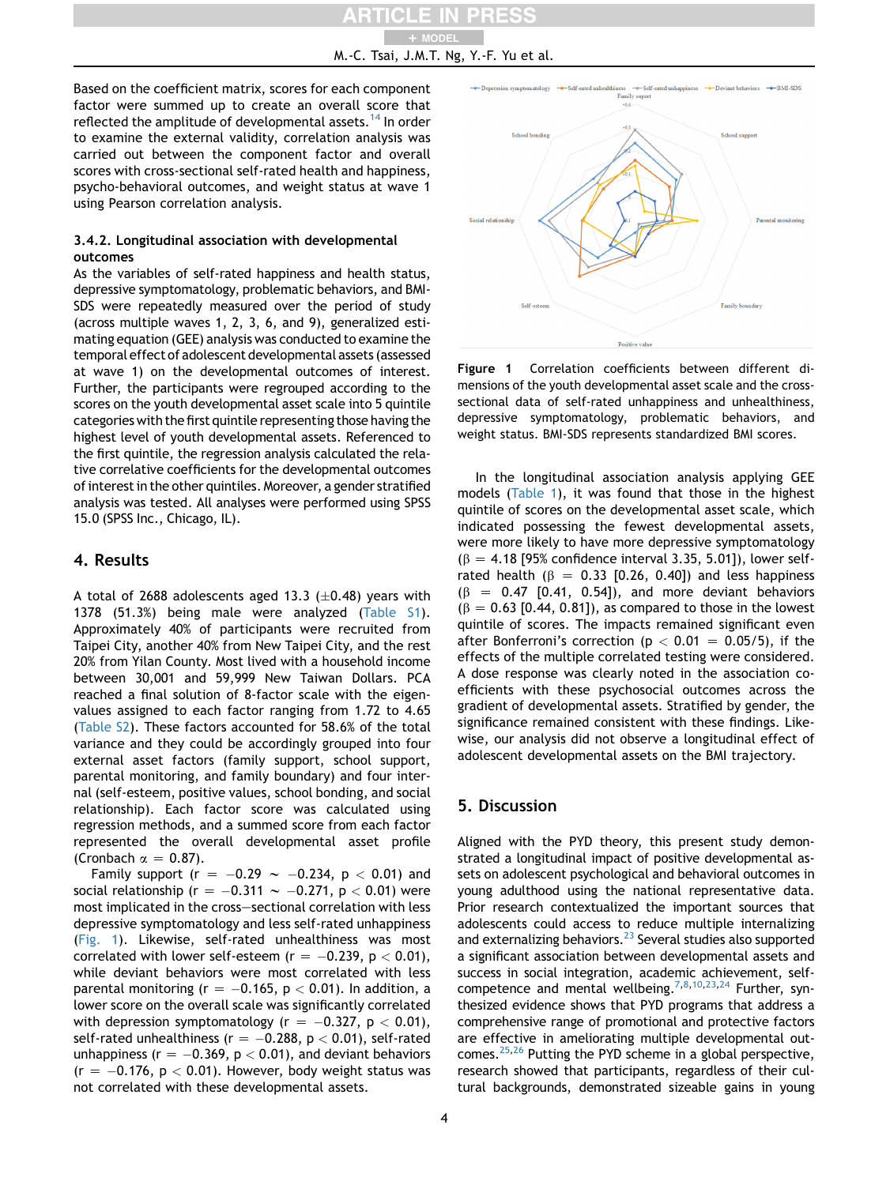Based on the coefficient matrix, scores for each component factor were summed up to create an overall score that reflected the amplitude of developmental assets.[14] In order to examine the external validity, correlation analysis was carried out between the component factor and overall scores with cross-sectional self-rated health and happiness, psycho-behavioral outcomes, and weight status at wave 1 using Pearson correlation analysis.

#### 3.4.2. Longitudinal association with developmental outcomes

As the variables of self-rated happiness and health status, depressive symptomatology, problematic behaviors, and BMI-SDS were repeatedly measured over the period of study (across multiple waves 1, 2, 3, 6, and 9), generalized estimating equation (GEE) analysis was conducted to examine the temporal effect of adolescent developmental assets (assessed at wave 1) on the developmental outcomes of interest. Further, the participants were regrouped according to the scores on the youth developmental asset scale into 5 quintile categories with the first quintile representing those having the highest level of youth developmental assets. Referenced to the first quintile, the regression analysis calculated the relative correlative coefficients for the developmental outcomes of interest in the other quintiles. Moreover, a gender stratified analysis was tested. All analyses were performed using SPSS 15.0 (SPSS Inc., Chicago, IL).

## 4. Results

A total of 2688 adolescents aged 13.3 ($\pm$0.48) years with 1378 (51.3%) being male were analyzed (Table S1). Approximately 40% of participants were recruited from Taipei City, another 40% from New Taipei City, and the rest 20% from Yilan County. Most lived with a household income between 30,001 and 59,999 New Taiwan Dollars. PCA reached a final solution of 8-factor scale with the eigenvalues assigned to each factor ranging from 1.72 to 4.65 (Table S2). These factors accounted for 58.6% of the total variance and they could be accordingly grouped into four external asset factors (family support, school support, parental monitoring, and family boundary) and four internal (self-esteem, positive values, school bonding, and social relationship). Each factor score was calculated using regression methods, and a summed score from each factor represented the overall developmental asset profile (Cronbach $\alpha = 0.87$).

Family support ($r = -0.29 \sim -0.234$, $p < 0.01$) and social relationship ($r = -0.311 \sim -0.271$, $p < 0.01$) were most implicated in the cross-sectional correlation with less depressive symptomatology and less self-rated unhappiness (Fig. 1). Likewise, self-rated unhealthiness was most correlated with lower self-esteem ($r = -0.239$, $p < 0.01$), while deviant behaviors were most correlated with less parental monitoring ($r = -0.165$, $p < 0.01$). In addition, a lower score on the overall scale was significantly correlated with depression symptomatology ($r = -0.327$, $p < 0.01$), self-rated unhealthiness ($r = -0.288$, $p < 0.01$), self-rated unhappiness ($r = -0.369$, $p < 0.01$), and deviant behaviors ($r = -0.176$, $p < 0.01$). However, body weight status was not correlated with these developmental assets.

**Figure 1** Correlation coefficients between different dimensions of the youth developmental asset scale and the cross-sectional data of self-rated unhappiness and unhealthiness, depressive symptomatology, problematic behaviors, and weight status. BMI-SDS represents standardized BMI scores.

In the longitudinal association analysis applying GEE models (Table 1), it was found that those in the highest quintile of scores on the developmental asset scale, which indicated possessing the fewest developmental assets, were more likely to have more depressive symptomatology ($\beta = 4.18$ [95% confidence interval 3.35, 5.01]), lower self-rated health ($\beta = 0.33$ [0.26, 0.40]) and less happiness ($\beta = 0.47$ [0.41, 0.54]), and more deviant behaviors ($\beta = 0.63$ [0.44, 0.81]), as compared to those in the lowest quintile of scores. The impacts remained significant even after Bonferroni's correction ($p < 0.01 = 0.05/5$), if the effects of the multiple correlated testing were considered. A dose response was clearly noted in the association coefficients with these psychosocial outcomes across the gradient of developmental assets. Stratified by gender, the significance remained consistent with these findings. Likewise, our analysis did not observe a longitudinal effect of adolescent developmental assets on the BMI trajectory.

## 5. Discussion

Aligned with the PYD theory, this present study demonstrated a longitudinal impact of positive developmental assets on adolescent psychological and behavioral outcomes in young adulthood using the national representative data. Prior research contextualized the important sources that adolescents could access to reduce multiple internalizing and externalizing behaviors.[23] Several studies also supported a significant association between developmental assets and success in social integration, academic achievement, self-competence and mental wellbeing.[7,8,10,23,24] Further, synthesized evidence shows that PYD programs that address a comprehensive range of promotional and protective factors are effective in ameliorating multiple developmental outcomes.[25,26] Putting the PYD scheme in a global perspective, research showed that participants, regardless of their cultural backgrounds, demonstrated sizeable gains in young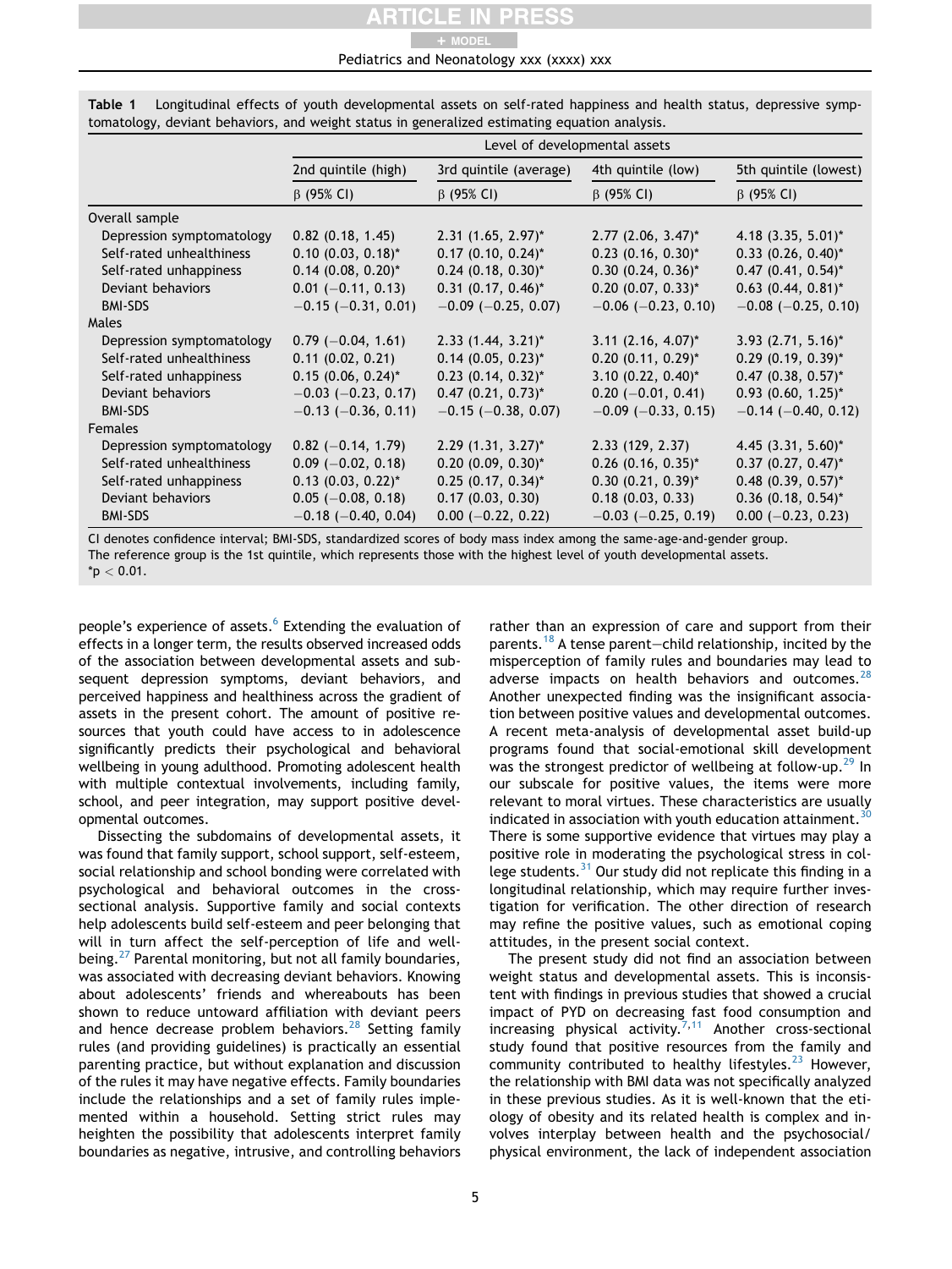**Table 1** Longitudinal effects of youth developmental assets on self-rated happiness and health status, depressive symptomatology, deviant behaviors, and weight status in generalized estimating equation analysis.

| | Level of developmental assets | | | |
|---|---|---|---|---|
| | 2nd quintile (high) | 3rd quintile (average) | 4th quintile (low) | 5th quintile (lowest) |
| | β (95% CI) | β (95% CI) | β (95% CI) | β (95% CI) |
| Overall sample | | | | |
| Depression symptomatology | 0.82 (0.18, 1.45) | 2.31 (1.65, 2.97)* | 2.77 (2.06, 3.47)* | 4.18 (3.35, 5.01)* |
| Self-rated unhealthiness | 0.10 (0.03, 0.18)* | 0.17 (0.10, 0.24)* | 0.23 (0.16, 0.30)* | 0.33 (0.26, 0.40)* |
| Self-rated unhappiness | 0.14 (0.08, 0.20)* | 0.24 (0.18, 0.30)* | 0.30 (0.24, 0.36)* | 0.47 (0.41, 0.54)* |
| Deviant behaviors | 0.01 (−0.11, 0.13) | 0.31 (0.17, 0.46)* | 0.20 (0.07, 0.33)* | 0.63 (0.44, 0.81)* |
| BMI-SDS | −0.15 (−0.31, 0.01) | −0.09 (−0.25, 0.07) | −0.06 (−0.23, 0.10) | −0.08 (−0.25, 0.10) |
| Males | | | | |
| Depression symptomatology | 0.79 (−0.04, 1.61) | 2.33 (1.44, 3.21)* | 3.11 (2.16, 4.07)* | 3.93 (2.71, 5.16)* |
| Self-rated unhealthiness | 0.11 (0.02, 0.21) | 0.14 (0.05, 0.23)* | 0.20 (0.11, 0.29)* | 0.29 (0.19, 0.39)* |
| Self-rated unhappiness | 0.15 (0.06, 0.24)* | 0.23 (0.14, 0.32)* | 3.10 (0.22, 0.40)* | 0.47 (0.38, 0.57)* |
| Deviant behaviors | −0.03 (−0.23, 0.17) | 0.47 (0.21, 0.73)* | 0.20 (−0.01, 0.41) | 0.93 (0.60, 1.25)* |
| BMI-SDS | −0.13 (−0.36, 0.11) | −0.15 (−0.38, 0.07) | −0.09 (−0.33, 0.15) | −0.14 (−0.40, 0.12) |
| Females | | | | |
| Depression symptomatology | 0.82 (−0.14, 1.79) | 2.29 (1.31, 3.27)* | 2.33 (129, 2.37) | 4.45 (3.31, 5.60)* |
| Self-rated unhealthiness | 0.09 (−0.02, 0.18) | 0.20 (0.09, 0.30)* | 0.26 (0.16, 0.35)* | 0.37 (0.27, 0.47)* |
| Self-rated unhappiness | 0.13 (0.03, 0.22)* | 0.25 (0.17, 0.34)* | 0.30 (0.21, 0.39)* | 0.48 (0.39, 0.57)* |
| Deviant behaviors | 0.05 (−0.08, 0.18) | 0.17 (0.03, 0.30) | 0.18 (0.03, 0.33) | 0.36 (0.18, 0.54)* |
| BMI-SDS | −0.18 (−0.40, 0.04) | 0.00 (−0.22, 0.22) | −0.03 (−0.25, 0.19) | 0.00 (−0.23, 0.23) |

CI denotes confidence interval; BMI-SDS, standardized scores of body mass index among the same-age-and-gender group.
The reference group is the 1st quintile, which represents those with the highest level of youth developmental assets.
*$p < 0.01$.

people's experience of assets.[6] Extending the evaluation of effects in a longer term, the results observed increased odds of the association between developmental assets and subsequent depression symptoms, deviant behaviors, and perceived happiness and healthiness across the gradient of assets in the present cohort. The amount of positive resources that youth could have access to in adolescence significantly predicts their psychological and behavioral wellbeing in young adulthood. Promoting adolescent health with multiple contextual involvements, including family, school, and peer integration, may support positive developmental outcomes.

Dissecting the subdomains of developmental assets, it was found that family support, school support, self-esteem, social relationship and school bonding were correlated with psychological and behavioral outcomes in the cross-sectional analysis. Supportive family and social contexts help adolescents build self-esteem and peer belonging that will in turn affect the self-perception of life and well-being.[27] Parental monitoring, but not all family boundaries, was associated with decreasing deviant behaviors. Knowing about adolescents' friends and whereabouts has been shown to reduce untoward affiliation with deviant peers and hence decrease problem behaviors.[28] Setting family rules (and providing guidelines) is practically an essential parenting practice, but without explanation and discussion of the rules it may have negative effects. Family boundaries include the relationships and a set of family rules implemented within a household. Setting strict rules may heighten the possibility that adolescents interpret family boundaries as negative, intrusive, and controlling behaviors rather than an expression of care and support from their parents.[18] A tense parent–child relationship, incited by the misperception of family rules and boundaries may lead to adverse impacts on health behaviors and outcomes.[28] Another unexpected finding was the insignificant association between positive values and developmental outcomes. A recent meta-analysis of developmental asset build-up programs found that social-emotional skill development was the strongest predictor of wellbeing at follow-up.[29] In our subscale for positive values, the items were more relevant to moral virtues. These characteristics are usually indicated in association with youth education attainment.[30] There is some supportive evidence that virtues may play a positive role in moderating the psychological stress in college students.[31] Our study did not replicate this finding in a longitudinal relationship, which may require further investigation for verification. The other direction of research may refine the positive values, such as emotional coping attitudes, in the present social context.

The present study did not find an association between weight status and developmental assets. This is inconsistent with findings in previous studies that showed a crucial impact of PYD on decreasing fast food consumption and increasing physical activity.[7,11] Another cross-sectional study found that positive resources from the family and community contributed to healthy lifestyles.[23] However, the relationship with BMI data was not specifically analyzed in these previous studies. As it is well-known that the etiology of obesity and its related health is complex and involves interplay between health and the psychosocial/physical environment, the lack of independent association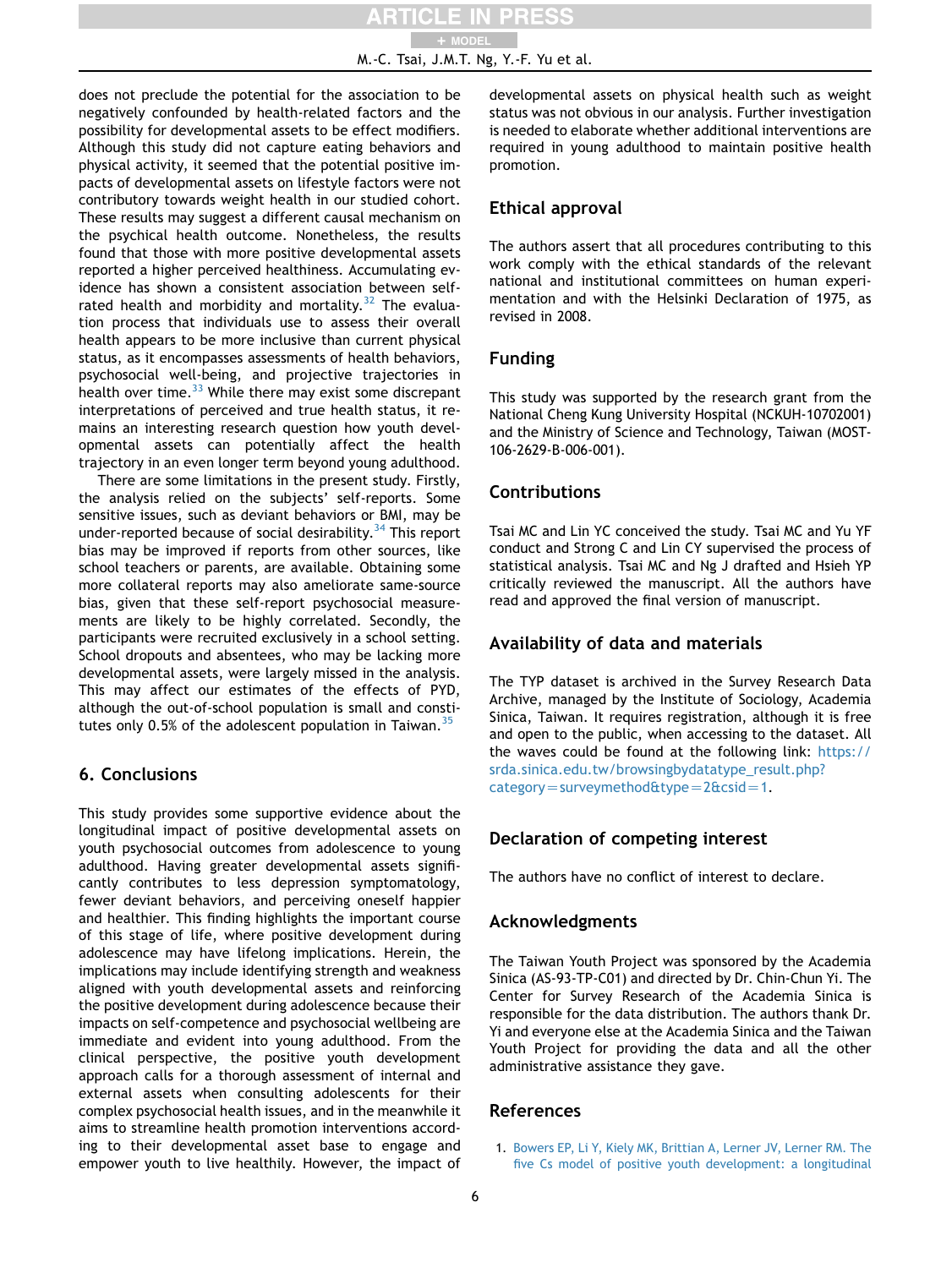does not preclude the potential for the association to be negatively confounded by health-related factors and the possibility for developmental assets to be effect modifiers. Although this study did not capture eating behaviors and physical activity, it seemed that the potential positive impacts of developmental assets on lifestyle factors were not contributory towards weight health in our studied cohort. These results may suggest a different causal mechanism on the psychical health outcome. Nonetheless, the results found that those with more positive developmental assets reported a higher perceived healthiness. Accumulating evidence has shown a consistent association between self-rated health and morbidity and mortality.[32] The evaluation process that individuals use to assess their overall health appears to be more inclusive than current physical status, as it encompasses assessments of health behaviors, psychosocial well-being, and projective trajectories in health over time.[33] While there may exist some discrepant interpretations of perceived and true health status, it remains an interesting research question how youth developmental assets can potentially affect the health trajectory in an even longer term beyond young adulthood.

There are some limitations in the present study. Firstly, the analysis relied on the subjects' self-reports. Some sensitive issues, such as deviant behaviors or BMI, may be under-reported because of social desirability.[34] This report bias may be improved if reports from other sources, like school teachers or parents, are available. Obtaining some more collateral reports may also ameliorate same-source bias, given that these self-report psychosocial measurements are likely to be highly correlated. Secondly, the participants were recruited exclusively in a school setting. School dropouts and absentees, who may be lacking more developmental assets, were largely missed in the analysis. This may affect our estimates of the effects of PYD, although the out-of-school population is small and constitutes only 0.5% of the adolescent population in Taiwan.[35]

## 6. Conclusions

This study provides some supportive evidence about the longitudinal impact of positive developmental assets on youth psychosocial outcomes from adolescence to young adulthood. Having greater developmental assets significantly contributes to less depression symptomatology, fewer deviant behaviors, and perceiving oneself happier and healthier. This finding highlights the important course of this stage of life, where positive development during adolescence may have lifelong implications. Herein, the implications may include identifying strength and weakness aligned with youth developmental assets and reinforcing the positive development during adolescence because their impacts on self-competence and psychosocial wellbeing are immediate and evident into young adulthood. From the clinical perspective, the positive youth development approach calls for a thorough assessment of internal and external assets when consulting adolescents for their complex psychosocial health issues, and in the meanwhile it aims to streamline health promotion interventions according to their developmental asset base to engage and empower youth to live healthily. However, the impact of developmental assets on physical health such as weight status was not obvious in our analysis. Further investigation is needed to elaborate whether additional interventions are required in young adulthood to maintain positive health promotion.

## Ethical approval

The authors assert that all procedures contributing to this work comply with the ethical standards of the relevant national and institutional committees on human experimentation and with the Helsinki Declaration of 1975, as revised in 2008.

## Funding

This study was supported by the research grant from the National Cheng Kung University Hospital (NCKUH-10702001) and the Ministry of Science and Technology, Taiwan (MOST-106-2629-B-006-001).

## Contributions

Tsai MC and Lin YC conceived the study. Tsai MC and Yu YF conduct and Strong C and Lin CY supervised the process of statistical analysis. Tsai MC and Ng J drafted and Hsieh YP critically reviewed the manuscript. All the authors have read and approved the final version of manuscript.

## Availability of data and materials

The TYP dataset is archived in the Survey Research Data Archive, managed by the Institute of Sociology, Academia Sinica, Taiwan. It requires registration, although it is free and open to the public, when accessing to the dataset. All the waves could be found at the following link: https://srda.sinica.edu.tw/browsingbydatatype_result.php?category=surveymethod&type=2&csid=1.

## Declaration of competing interest

The authors have no conflict of interest to declare.

## Acknowledgments

The Taiwan Youth Project was sponsored by the Academia Sinica (AS-93-TP-C01) and directed by Dr. Chin-Chun Yi. The Center for Survey Research of the Academia Sinica is responsible for the data distribution. The authors thank Dr. Yi and everyone else at the Academia Sinica and the Taiwan Youth Project for providing the data and all the other administrative assistance they gave.

## References

1. Bowers EP, Li Y, Kiely MK, Brittian A, Lerner JV, Lerner RM. The five Cs model of positive youth development: a longitudinal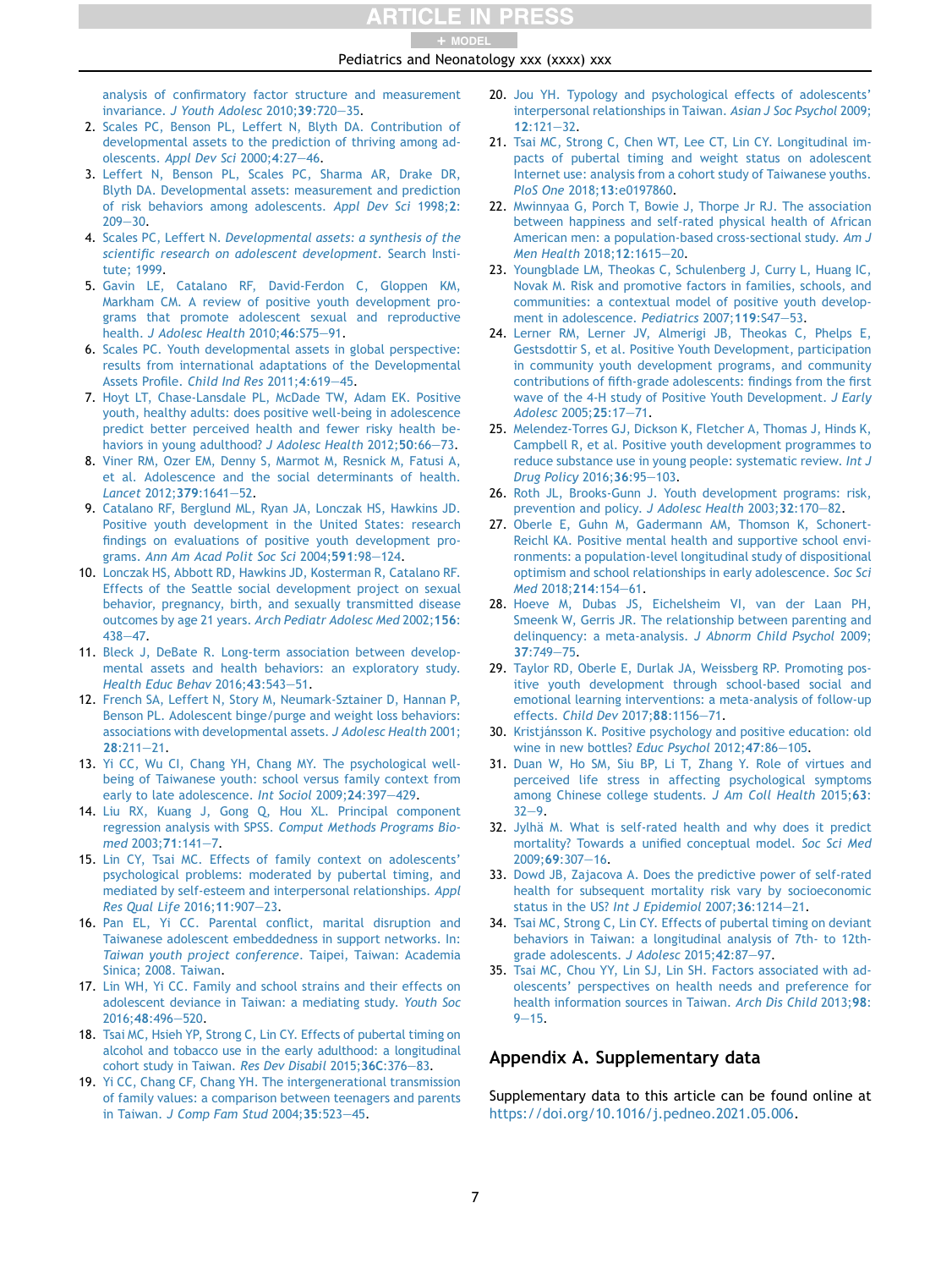analysis of confirmatory factor structure and measurement invariance. *J Youth Adolesc* 2010;**39**:720–35.

2. Scales PC, Benson PL, Leffert N, Blyth DA. Contribution of developmental assets to the prediction of thriving among adolescents. *Appl Dev Sci* 2000;**4**:27–46.
3. Leffert N, Benson PL, Scales PC, Sharma AR, Drake DR, Blyth DA. Developmental assets: measurement and prediction of risk behaviors among adolescents. *Appl Dev Sci* 1998;**2**:209–30.
4. Scales PC, Leffert N. *Developmental assets: a synthesis of the scientific research on adolescent development*. Search Institute; 1999.
5. Gavin LE, Catalano RF, David-Ferdon C, Gloppen KM, Markham CM. A review of positive youth development programs that promote adolescent sexual and reproductive health. *J Adolesc Health* 2010;**46**:S75–91.
6. Scales PC. Youth developmental assets in global perspective: results from international adaptations of the Developmental Assets Profile. *Child Ind Res* 2011;**4**:619–45.
7. Hoyt LT, Chase-Lansdale PL, McDade TW, Adam EK. Positive youth, healthy adults: does positive well-being in adolescence predict better perceived health and fewer risky health behaviors in young adulthood? *J Adolesc Health* 2012;**50**:66–73.
8. Viner RM, Ozer EM, Denny S, Marmot M, Resnick M, Fatusi A, et al. Adolescence and the social determinants of health. *Lancet* 2012;**379**:1641–52.
9. Catalano RF, Berglund ML, Ryan JA, Lonczak HS, Hawkins JD. Positive youth development in the United States: research findings on evaluations of positive youth development programs. *Ann Am Acad Polit Soc Sci* 2004;**591**:98–124.
10. Lonczak HS, Abbott RD, Hawkins JD, Kosterman R, Catalano RF. Effects of the Seattle social development project on sexual behavior, pregnancy, birth, and sexually transmitted disease outcomes by age 21 years. *Arch Pediatr Adolesc Med* 2002;**156**:438–47.
11. Bleck J, DeBate R. Long-term association between developmental assets and health behaviors: an exploratory study. *Health Educ Behav* 2016;**43**:543–51.
12. French SA, Leffert N, Story M, Neumark-Sztainer D, Hannan P, Benson PL. Adolescent binge/purge and weight loss behaviors: associations with developmental assets. *J Adolesc Health* 2001;**28**:211–21.
13. Yi CC, Wu CI, Chang YH, Chang MY. The psychological well-being of Taiwanese youth: school versus family context from early to late adolescence. *Int Sociol* 2009;**24**:397–429.
14. Liu RX, Kuang J, Gong Q, Hou XL. Principal component regression analysis with SPSS. *Comput Methods Programs Biomed* 2003;**71**:141–7.
15. Lin CY, Tsai MC. Effects of family context on adolescents' psychological problems: moderated by pubertal timing, and mediated by self-esteem and interpersonal relationships. *Appl Res Qual Life* 2016;**11**:907–23.
16. Pan EL, Yi CC. Parental conflict, marital disruption and Taiwanese adolescent embeddedness in support networks. In: *Taiwan youth project conference*. Taipei, Taiwan: Academia Sinica; 2008. Taiwan.
17. Lin WH, Yi CC. Family and school strains and their effects on adolescent deviance in Taiwan: a mediating study. *Youth Soc* 2016;**48**:496–520.
18. Tsai MC, Hsieh YP, Strong C, Lin CY. Effects of pubertal timing on alcohol and tobacco use in the early adulthood: a longitudinal cohort study in Taiwan. *Res Dev Disabil* 2015;**36C**:376–83.
19. Yi CC, Chang CF, Chang YH. The intergenerational transmission of family values: a comparison between teenagers and parents in Taiwan. *J Comp Fam Stud* 2004;**35**:523–45.
20. Jou YH. Typology and psychological effects of adolescents' interpersonal relationships in Taiwan. *Asian J Soc Psychol* 2009;**12**:121–32.
21. Tsai MC, Strong C, Chen WT, Lee CT, Lin CY. Longitudinal impacts of pubertal timing and weight status on adolescent Internet use: analysis from a cohort study of Taiwanese youths. *PloS One* 2018;**13**:e0197860.
22. Mwinnyaa G, Porch T, Bowie J, Thorpe Jr RJ. The association between happiness and self-rated physical health of African American men: a population-based cross-sectional study. *Am J Men Health* 2018;**12**:1615–20.
23. Youngblade LM, Theokas C, Schulenberg J, Curry L, Huang IC, Novak M. Risk and promotive factors in families, schools, and communities: a contextual model of positive youth development in adolescence. *Pediatrics* 2007;**119**:S47–53.
24. Lerner RM, Lerner JV, Almerigi JB, Theokas C, Phelps E, Gestsdottir S, et al. Positive Youth Development, participation in community youth development programs, and community contributions of fifth-grade adolescents: findings from the first wave of the 4-H study of Positive Youth Development. *J Early Adolesc* 2005;**25**:17–71.
25. Melendez-Torres GJ, Dickson K, Fletcher A, Thomas J, Hinds K, Campbell R, et al. Positive youth development programmes to reduce substance use in young people: systematic review. *Int J Drug Policy* 2016;**36**:95–103.
26. Roth JL, Brooks-Gunn J. Youth development programs: risk, prevention and policy. *J Adolesc Health* 2003;**32**:170–82.
27. Oberle E, Guhn M, Gadermann AM, Thomson K, Schonert-Reichl KA. Positive mental health and supportive school environments: a population-level longitudinal study of dispositional optimism and school relationships in early adolescence. *Soc Sci Med* 2018;**214**:154–61.
28. Hoeve M, Dubas JS, Eichelsheim VI, van der Laan PH, Smeenk W, Gerris JR. The relationship between parenting and delinquency: a meta-analysis. *J Abnorm Child Psychol* 2009;**37**:749–75.
29. Taylor RD, Oberle E, Durlak JA, Weissberg RP. Promoting positive youth development through school-based social and emotional learning interventions: a meta-analysis of follow-up effects. *Child Dev* 2017;**88**:1156–71.
30. Kristjánsson K. Positive psychology and positive education: old wine in new bottles? *Educ Psychol* 2012;**47**:86–105.
31. Duan W, Ho SM, Siu BP, Li T, Zhang Y. Role of virtues and perceived life stress in affecting psychological symptoms among Chinese college students. *J Am Coll Health* 2015;**63**:32–9.
32. Jylhä M. What is self-rated health and why does it predict mortality? Towards a unified conceptual model. *Soc Sci Med* 2009;**69**:307–16.
33. Dowd JB, Zajacova A. Does the predictive power of self-rated health for subsequent mortality risk vary by socioeconomic status in the US? *Int J Epidemiol* 2007;**36**:1214–21.
34. Tsai MC, Strong C, Lin CY. Effects of pubertal timing on deviant behaviors in Taiwan: a longitudinal analysis of 7th- to 12th-grade adolescents. *J Adolesc* 2015;**42**:87–97.
35. Tsai MC, Chou YY, Lin SJ, Lin SH. Factors associated with adolescents' perspectives on health needs and preference for health information sources in Taiwan. *Arch Dis Child* 2013;**98**:9–15.

## Appendix A. Supplementary data

Supplementary data to this article can be found online at https://doi.org/10.1016/j.pedneo.2021.05.006.